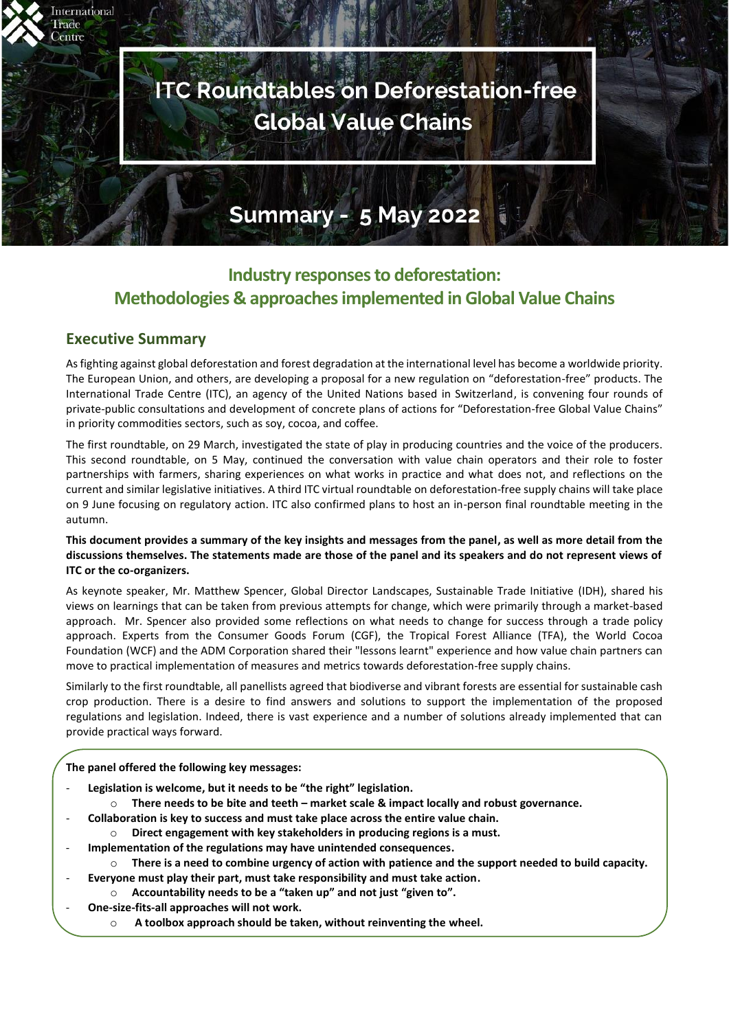International Trade Centre

# ITC Roundtables on Deforestation-free Global Value Chains

# Summary - 5 May 2022

## Industry responses to deforestation: Methodologies & approaches implemented in Global Value Chains

### Executive Summary

As fighting against global deforestation and forest degradation at the international level has become a worldwide priority. The European Union, and others, are developing a proposal for a new regulation on "deforestation-free" products. The International Trade Centre (ITC), an agency of the United Nations based in Switzerland, is convening four rounds of private-public consultations and development of concrete plans of actions for "Deforestation-free Global Value Chains" in priority commodities sectors, such as soy, cocoa, and coffee.

The first roundtable, on 29 March, investigated the state of play in producing countries and the voice of the producers. This second roundtable, on 5 May, continued the conversation with value chain operators and their role to foster partnerships with farmers, sharing experiences on what works in practice and what does not, and reflections on the current and similar legislative initiatives. A third ITC virtual roundtable on deforestation-free supply chains will take place on 9 June focusing on regulatory action. ITC also confirmed plans to host an in-person final roundtable meeting in the autumn.

**This document provides a summary of the key insights and messages from the panel, as well as more detail from the discussions themselves. The statements made are those of the panel and its speakers and do not represent views of ITC or the co-organizers.**

As keynote speaker, Mr. Matthew Spencer, Global Director Landscapes, Sustainable Trade Initiative (IDH), shared his views on learnings that can be taken from previous attempts for change, which were primarily through a market-based approach. Mr. Spencer also provided some reflections on what needs to change for success through a trade policy approach. Experts from the Consumer Goods Forum (CGF), the Tropical Forest Alliance (TFA), the World Cocoa Foundation (WCF) and the ADM Corporation shared their "lessons learnt" experience and how value chain partners can move to practical implementation of measures and metrics towards deforestation-free supply chains.

Similarly to the first roundtable, all panellists agreed that biodiverse and vibrant forests are essential for sustainable cash crop production. There is a desire to find answers and solutions to support the implementation of the proposed regulations and legislation. Indeed, there is vast experience and a number of solutions already implemented that can provide practical ways forward.

**The panel offered the following key messages:**

- **Legislation is welcome, but it needs to be "the right" legislation.**
  - **There needs to be bite and teeth – market scale & impact locally and robust governance.**
- **Collaboration is key to success and must take place across the entire value chain.**
  - **Direct engagement with key stakeholders in producing regions is a must.**
- **Implementation of the regulations may have unintended consequences.**
  - **There is a need to combine urgency of action with patience and the support needed to build capacity.**
- **Everyone must play their part, must take responsibility and must take action.**
  - **Accountability needs to be a "taken up" and not just "given to".**
- **One-size-fits-all approaches will not work.**
  - **A toolbox approach should be taken, without reinventing the wheel.**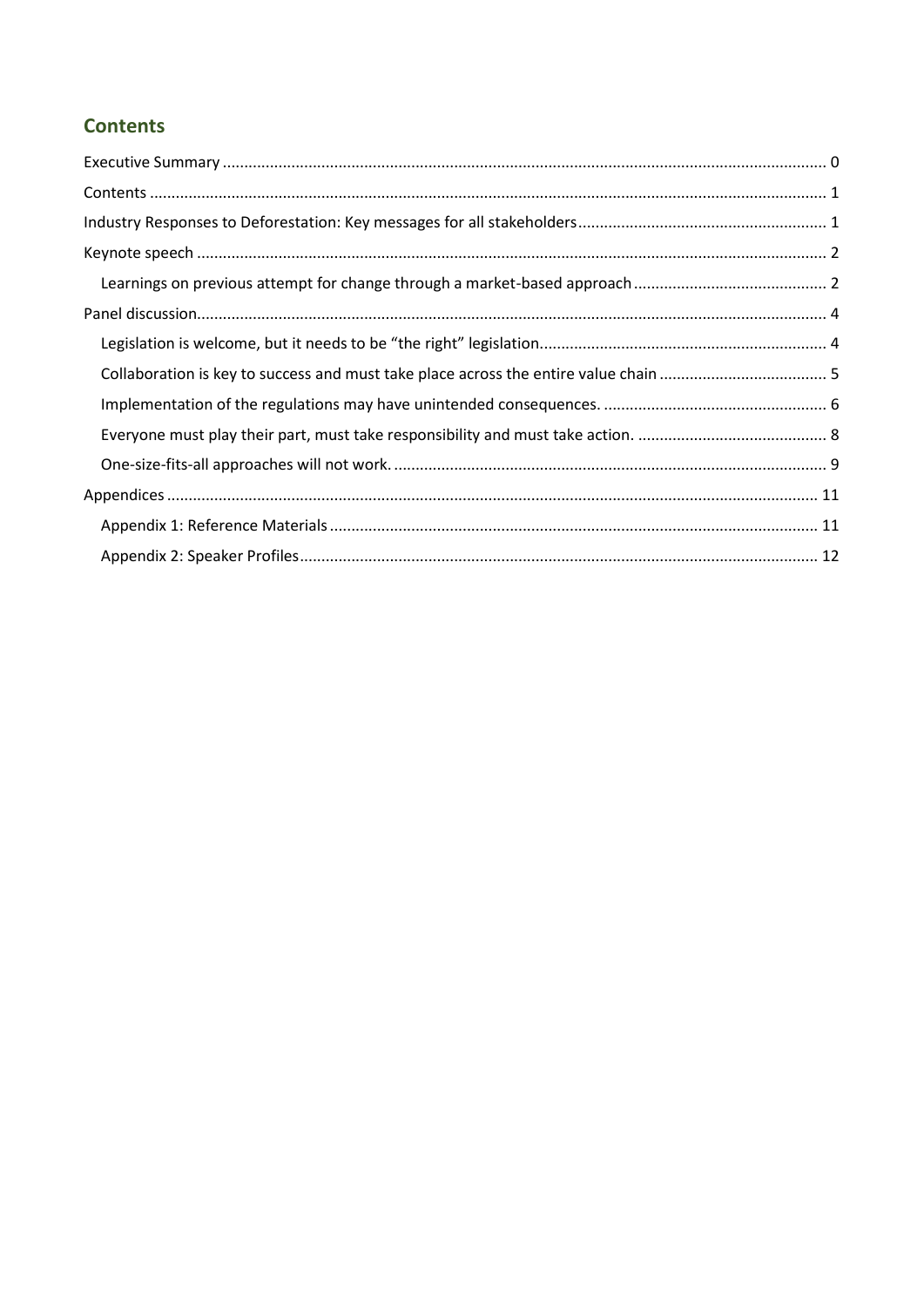## Contents

- Executive Summary ... 0
- Contents ... 1
- Industry Responses to Deforestation: Key messages for all stakeholders ... 1
- Keynote speech ... 2
  - Learnings on previous attempt for change through a market-based approach ... 2
- Panel discussion ... 4
  - Legislation is welcome, but it needs to be "the right" legislation ... 4
  - Collaboration is key to success and must take place across the entire value chain ... 5
  - Implementation of the regulations may have unintended consequences. ... 6
  - Everyone must play their part, must take responsibility and must take action. ... 8
  - One-size-fits-all approaches will not work. ... 9
- Appendices ... 11
  - Appendix 1: Reference Materials ... 11
  - Appendix 2: Speaker Profiles ... 12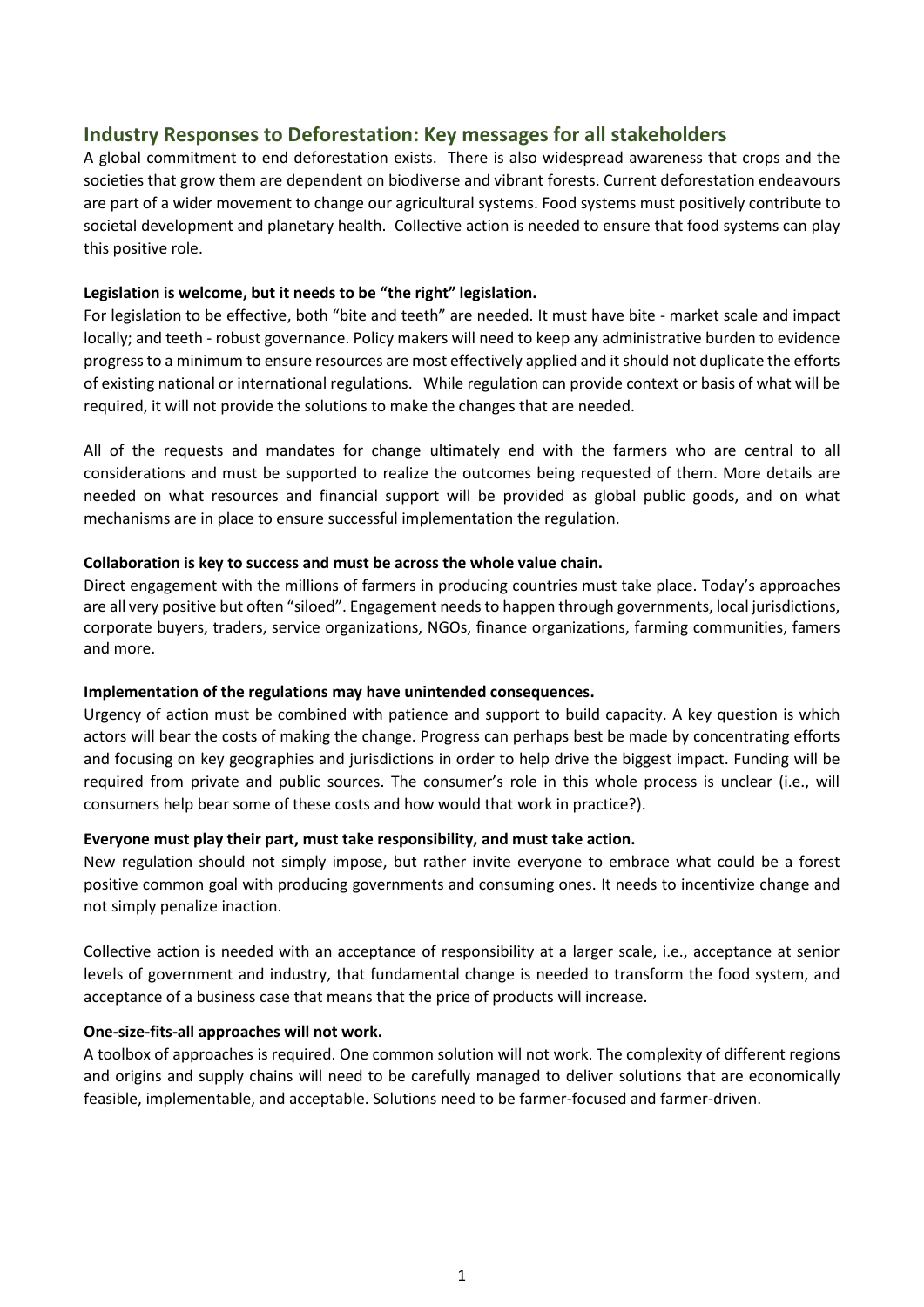## Industry Responses to Deforestation: Key messages for all stakeholders

A global commitment to end deforestation exists. There is also widespread awareness that crops and the societies that grow them are dependent on biodiverse and vibrant forests. Current deforestation endeavours are part of a wider movement to change our agricultural systems. Food systems must positively contribute to societal development and planetary health. Collective action is needed to ensure that food systems can play this positive role.

**Legislation is welcome, but it needs to be "the right" legislation.**

For legislation to be effective, both "bite and teeth" are needed. It must have bite - market scale and impact locally; and teeth - robust governance. Policy makers will need to keep any administrative burden to evidence progress to a minimum to ensure resources are most effectively applied and it should not duplicate the efforts of existing national or international regulations. While regulation can provide context or basis of what will be required, it will not provide the solutions to make the changes that are needed.

All of the requests and mandates for change ultimately end with the farmers who are central to all considerations and must be supported to realize the outcomes being requested of them. More details are needed on what resources and financial support will be provided as global public goods, and on what mechanisms are in place to ensure successful implementation the regulation.

**Collaboration is key to success and must be across the whole value chain.**

Direct engagement with the millions of farmers in producing countries must take place. Today's approaches are all very positive but often "siloed". Engagement needs to happen through governments, local jurisdictions, corporate buyers, traders, service organizations, NGOs, finance organizations, farming communities, famers and more.

**Implementation of the regulations may have unintended consequences.**

Urgency of action must be combined with patience and support to build capacity. A key question is which actors will bear the costs of making the change. Progress can perhaps best be made by concentrating efforts and focusing on key geographies and jurisdictions in order to help drive the biggest impact. Funding will be required from private and public sources. The consumer's role in this whole process is unclear (i.e., will consumers help bear some of these costs and how would that work in practice?).

**Everyone must play their part, must take responsibility, and must take action.**

New regulation should not simply impose, but rather invite everyone to embrace what could be a forest positive common goal with producing governments and consuming ones. It needs to incentivize change and not simply penalize inaction.

Collective action is needed with an acceptance of responsibility at a larger scale, i.e., acceptance at senior levels of government and industry, that fundamental change is needed to transform the food system, and acceptance of a business case that means that the price of products will increase.

**One-size-fits-all approaches will not work.**

A toolbox of approaches is required. One common solution will not work. The complexity of different regions and origins and supply chains will need to be carefully managed to deliver solutions that are economically feasible, implementable, and acceptable. Solutions need to be farmer-focused and farmer-driven.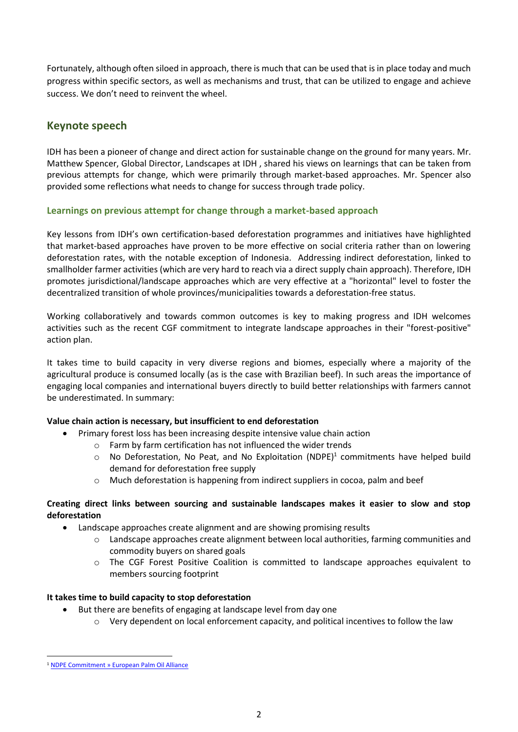Fortunately, although often siloed in approach, there is much that can be used that is in place today and much progress within specific sectors, as well as mechanisms and trust, that can be utilized to engage and achieve success. We don't need to reinvent the wheel.

## Keynote speech

IDH has been a pioneer of change and direct action for sustainable change on the ground for many years. Mr. Matthew Spencer, Global Director, Landscapes at IDH , shared his views on learnings that can be taken from previous attempts for change, which were primarily through market-based approaches. Mr. Spencer also provided some reflections what needs to change for success through trade policy.

### Learnings on previous attempt for change through a market-based approach

Key lessons from IDH's own certification-based deforestation programmes and initiatives have highlighted that market-based approaches have proven to be more effective on social criteria rather than on lowering deforestation rates, with the notable exception of Indonesia. Addressing indirect deforestation, linked to smallholder farmer activities (which are very hard to reach via a direct supply chain approach). Therefore, IDH promotes jurisdictional/landscape approaches which are very effective at a "horizontal" level to foster the decentralized transition of whole provinces/municipalities towards a deforestation-free status.

Working collaboratively and towards common outcomes is key to making progress and IDH welcomes activities such as the recent CGF commitment to integrate landscape approaches in their "forest-positive" action plan.

It takes time to build capacity in very diverse regions and biomes, especially where a majority of the agricultural produce is consumed locally (as is the case with Brazilian beef). In such areas the importance of engaging local companies and international buyers directly to build better relationships with farmers cannot be underestimated. In summary:

**Value chain action is necessary, but insufficient to end deforestation**

- Primary forest loss has been increasing despite intensive value chain action
  - Farm by farm certification has not influenced the wider trends
  - No Deforestation, No Peat, and No Exploitation (NDPE)[1] commitments have helped build demand for deforestation free supply
  - Much deforestation is happening from indirect suppliers in cocoa, palm and beef

**Creating direct links between sourcing and sustainable landscapes makes it easier to slow and stop deforestation**

- Landscape approaches create alignment and are showing promising results
  - Landscape approaches create alignment between local authorities, farming communities and commodity buyers on shared goals
  - The CGF Forest Positive Coalition is committed to landscape approaches equivalent to members sourcing footprint

**It takes time to build capacity to stop deforestation**

- But there are benefits of engaging at landscape level from day one
  - Very dependent on local enforcement capacity, and political incentives to follow the law

[1] NDPE Commitment » European Palm Oil Alliance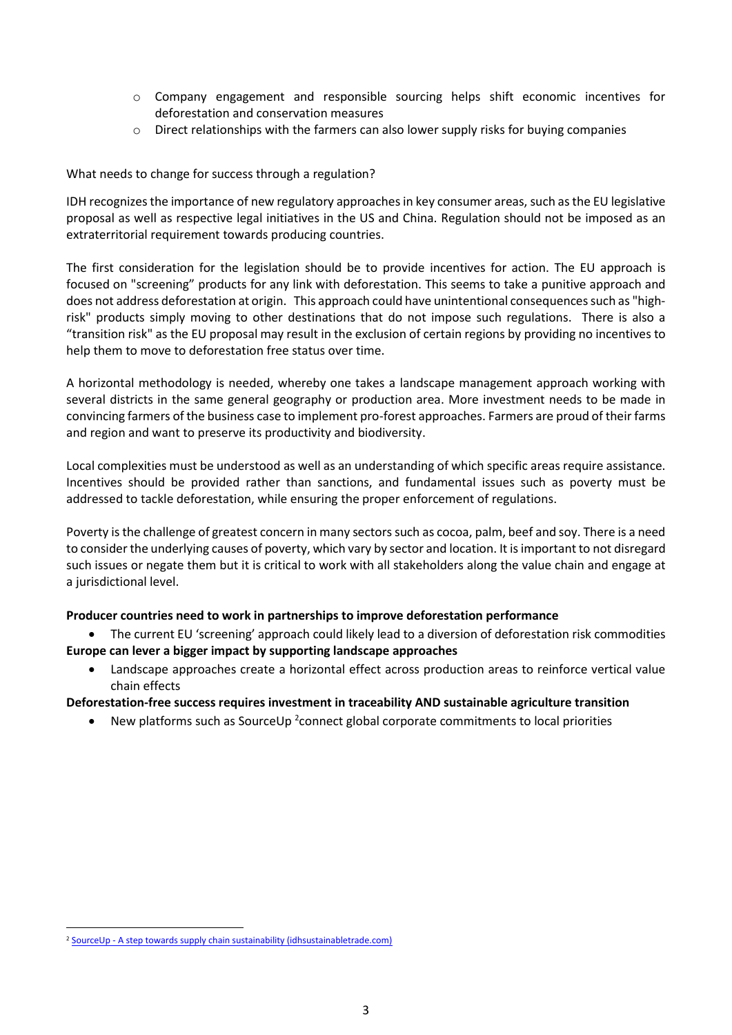- Company engagement and responsible sourcing helps shift economic incentives for deforestation and conservation measures
  - Direct relationships with the farmers can also lower supply risks for buying companies

What needs to change for success through a regulation?

IDH recognizes the importance of new regulatory approaches in key consumer areas, such as the EU legislative proposal as well as respective legal initiatives in the US and China. Regulation should not be imposed as an extraterritorial requirement towards producing countries.

The first consideration for the legislation should be to provide incentives for action. The EU approach is focused on "screening" products for any link with deforestation. This seems to take a punitive approach and does not address deforestation at origin. This approach could have unintentional consequences such as "high-risk" products simply moving to other destinations that do not impose such regulations. There is also a "transition risk" as the EU proposal may result in the exclusion of certain regions by providing no incentives to help them to move to deforestation free status over time.

A horizontal methodology is needed, whereby one takes a landscape management approach working with several districts in the same general geography or production area. More investment needs to be made in convincing farmers of the business case to implement pro-forest approaches. Farmers are proud of their farms and region and want to preserve its productivity and biodiversity.

Local complexities must be understood as well as an understanding of which specific areas require assistance. Incentives should be provided rather than sanctions, and fundamental issues such as poverty must be addressed to tackle deforestation, while ensuring the proper enforcement of regulations.

Poverty is the challenge of greatest concern in many sectors such as cocoa, palm, beef and soy. There is a need to consider the underlying causes of poverty, which vary by sector and location. It is important to not disregard such issues or negate them but it is critical to work with all stakeholders along the value chain and engage at a jurisdictional level.

**Producer countries need to work in partnerships to improve deforestation performance**

- The current EU 'screening' approach could likely lead to a diversion of deforestation risk commodities

**Europe can lever a bigger impact by supporting landscape approaches**

- Landscape approaches create a horizontal effect across production areas to reinforce vertical value chain effects

**Deforestation-free success requires investment in traceability AND sustainable agriculture transition**

- New platforms such as SourceUp [2] connect global corporate commitments to local priorities

[2] SourceUp - A step towards supply chain sustainability (idhsustainabletrade.com)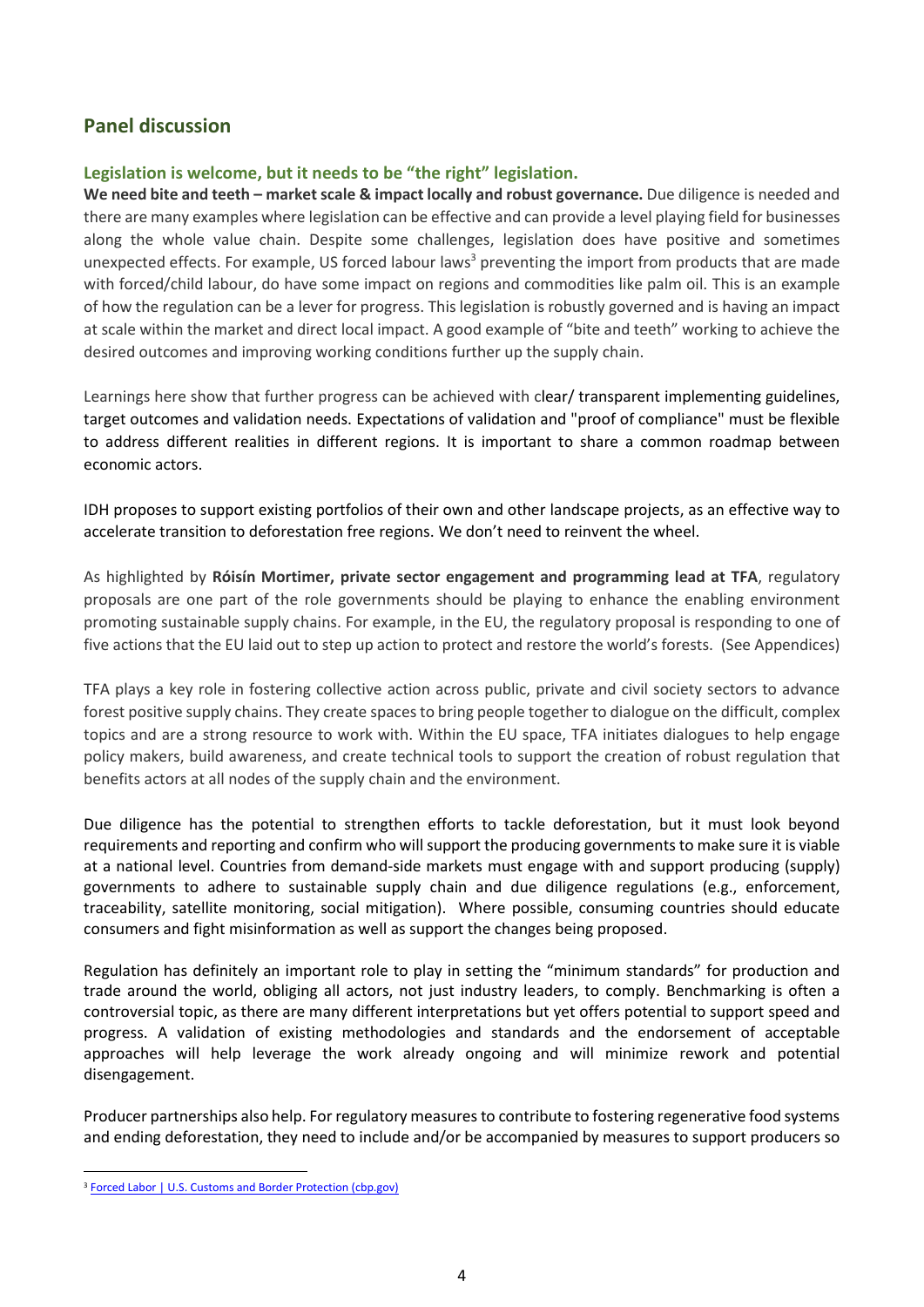## Panel discussion

### Legislation is welcome, but it needs to be "the right" legislation.

**We need bite and teeth – market scale & impact locally and robust governance.** Due diligence is needed and there are many examples where legislation can be effective and can provide a level playing field for businesses along the whole value chain. Despite some challenges, legislation does have positive and sometimes unexpected effects. For example, US forced labour laws[3] preventing the import from products that are made with forced/child labour, do have some impact on regions and commodities like palm oil. This is an example of how the regulation can be a lever for progress. This legislation is robustly governed and is having an impact at scale within the market and direct local impact. A good example of "bite and teeth" working to achieve the desired outcomes and improving working conditions further up the supply chain.

Learnings here show that further progress can be achieved with clear/ transparent implementing guidelines, target outcomes and validation needs. Expectations of validation and "proof of compliance" must be flexible to address different realities in different regions. It is important to share a common roadmap between economic actors.

IDH proposes to support existing portfolios of their own and other landscape projects, as an effective way to accelerate transition to deforestation free regions. We don't need to reinvent the wheel.

As highlighted by **Róisín Mortimer, private sector engagement and programming lead at TFA**, regulatory proposals are one part of the role governments should be playing to enhance the enabling environment promoting sustainable supply chains. For example, in the EU, the regulatory proposal is responding to one of five actions that the EU laid out to step up action to protect and restore the world's forests. (See Appendices)

TFA plays a key role in fostering collective action across public, private and civil society sectors to advance forest positive supply chains. They create spaces to bring people together to dialogue on the difficult, complex topics and are a strong resource to work with. Within the EU space, TFA initiates dialogues to help engage policy makers, build awareness, and create technical tools to support the creation of robust regulation that benefits actors at all nodes of the supply chain and the environment.

Due diligence has the potential to strengthen efforts to tackle deforestation, but it must look beyond requirements and reporting and confirm who will support the producing governments to make sure it is viable at a national level. Countries from demand-side markets must engage with and support producing (supply) governments to adhere to sustainable supply chain and due diligence regulations (e.g., enforcement, traceability, satellite monitoring, social mitigation). Where possible, consuming countries should educate consumers and fight misinformation as well as support the changes being proposed.

Regulation has definitely an important role to play in setting the "minimum standards" for production and trade around the world, obliging all actors, not just industry leaders, to comply. Benchmarking is often a controversial topic, as there are many different interpretations but yet offers potential to support speed and progress. A validation of existing methodologies and standards and the endorsement of acceptable approaches will help leverage the work already ongoing and will minimize rework and potential disengagement.

Producer partnerships also help. For regulatory measures to contribute to fostering regenerative food systems and ending deforestation, they need to include and/or be accompanied by measures to support producers so

[3] Forced Labor | U.S. Customs and Border Protection (cbp.gov)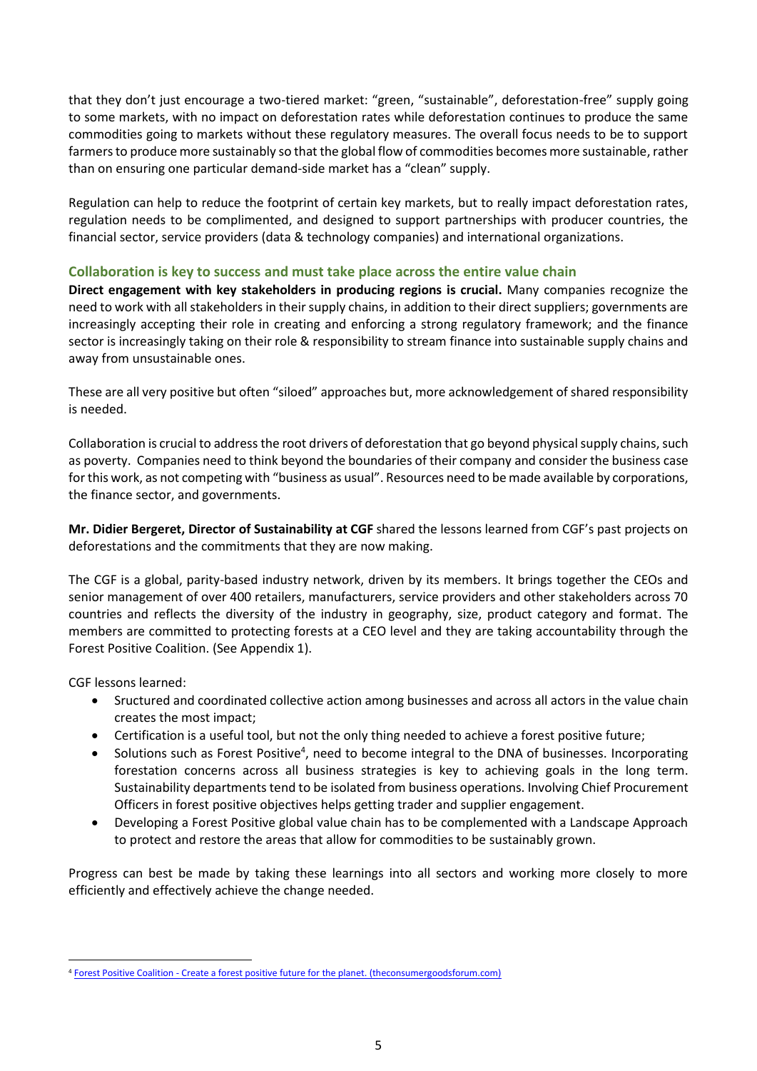that they don't just encourage a two-tiered market: "green, "sustainable", deforestation-free" supply going to some markets, with no impact on deforestation rates while deforestation continues to produce the same commodities going to markets without these regulatory measures. The overall focus needs to be to support farmers to produce more sustainably so that the global flow of commodities becomes more sustainable, rather than on ensuring one particular demand-side market has a "clean" supply.

Regulation can help to reduce the footprint of certain key markets, but to really impact deforestation rates, regulation needs to be complimented, and designed to support partnerships with producer countries, the financial sector, service providers (data & technology companies) and international organizations.

### Collaboration is key to success and must take place across the entire value chain

**Direct engagement with key stakeholders in producing regions is crucial.** Many companies recognize the need to work with all stakeholders in their supply chains, in addition to their direct suppliers; governments are increasingly accepting their role in creating and enforcing a strong regulatory framework; and the finance sector is increasingly taking on their role & responsibility to stream finance into sustainable supply chains and away from unsustainable ones.

These are all very positive but often "siloed" approaches but, more acknowledgement of shared responsibility is needed.

Collaboration is crucial to address the root drivers of deforestation that go beyond physical supply chains, such as poverty. Companies need to think beyond the boundaries of their company and consider the business case for this work, as not competing with "business as usual". Resources need to be made available by corporations, the finance sector, and governments.

**Mr. Didier Bergeret, Director of Sustainability at CGF** shared the lessons learned from CGF's past projects on deforestations and the commitments that they are now making.

The CGF is a global, parity-based industry network, driven by its members. It brings together the CEOs and senior management of over 400 retailers, manufacturers, service providers and other stakeholders across 70 countries and reflects the diversity of the industry in geography, size, product category and format. The members are committed to protecting forests at a CEO level and they are taking accountability through the Forest Positive Coalition. (See Appendix 1).

CGF lessons learned:

- Sructured and coordinated collective action among businesses and across all actors in the value chain creates the most impact;
- Certification is a useful tool, but not the only thing needed to achieve a forest positive future;
- Solutions such as Forest Positive[4], need to become integral to the DNA of businesses. Incorporating forestation concerns across all business strategies is key to achieving goals in the long term. Sustainability departments tend to be isolated from business operations. Involving Chief Procurement Officers in forest positive objectives helps getting trader and supplier engagement.
- Developing a Forest Positive global value chain has to be complemented with a Landscape Approach to protect and restore the areas that allow for commodities to be sustainably grown.

Progress can best be made by taking these learnings into all sectors and working more closely to more efficiently and effectively achieve the change needed.

[4] Forest Positive Coalition - Create a forest positive future for the planet. (theconsumergoodsforum.com)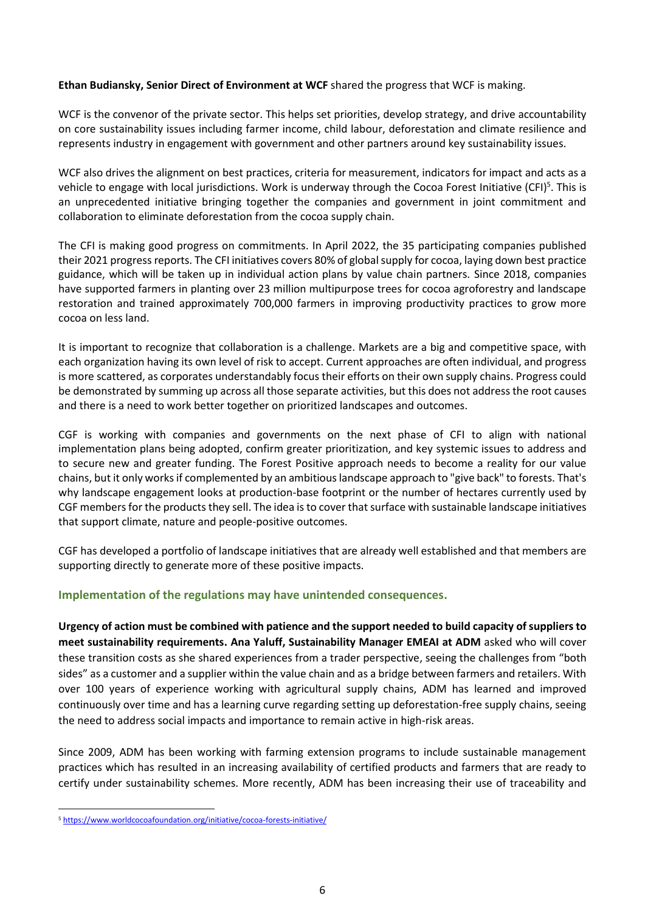**Ethan Budiansky, Senior Direct of Environment at WCF** shared the progress that WCF is making.

WCF is the convenor of the private sector. This helps set priorities, develop strategy, and drive accountability on core sustainability issues including farmer income, child labour, deforestation and climate resilience and represents industry in engagement with government and other partners around key sustainability issues.

WCF also drives the alignment on best practices, criteria for measurement, indicators for impact and acts as a vehicle to engage with local jurisdictions. Work is underway through the Cocoa Forest Initiative (CFI)[5]. This is an unprecedented initiative bringing together the companies and government in joint commitment and collaboration to eliminate deforestation from the cocoa supply chain.

The CFI is making good progress on commitments. In April 2022, the 35 participating companies published their 2021 progress reports. The CFI initiatives covers 80% of global supply for cocoa, laying down best practice guidance, which will be taken up in individual action plans by value chain partners. Since 2018, companies have supported farmers in planting over 23 million multipurpose trees for cocoa agroforestry and landscape restoration and trained approximately 700,000 farmers in improving productivity practices to grow more cocoa on less land.

It is important to recognize that collaboration is a challenge. Markets are a big and competitive space, with each organization having its own level of risk to accept. Current approaches are often individual, and progress is more scattered, as corporates understandably focus their efforts on their own supply chains. Progress could be demonstrated by summing up across all those separate activities, but this does not address the root causes and there is a need to work better together on prioritized landscapes and outcomes.

CGF is working with companies and governments on the next phase of CFI to align with national implementation plans being adopted, confirm greater prioritization, and key systemic issues to address and to secure new and greater funding. The Forest Positive approach needs to become a reality for our value chains, but it only works if complemented by an ambitious landscape approach to "give back" to forests. That's why landscape engagement looks at production-base footprint or the number of hectares currently used by CGF members for the products they sell. The idea is to cover that surface with sustainable landscape initiatives that support climate, nature and people-positive outcomes.

CGF has developed a portfolio of landscape initiatives that are already well established and that members are supporting directly to generate more of these positive impacts.

### Implementation of the regulations may have unintended consequences.

**Urgency of action must be combined with patience and the support needed to build capacity of suppliers to meet sustainability requirements. Ana Yaluff, Sustainability Manager EMEAI at ADM** asked who will cover these transition costs as she shared experiences from a trader perspective, seeing the challenges from "both sides" as a customer and a supplier within the value chain and as a bridge between farmers and retailers. With over 100 years of experience working with agricultural supply chains, ADM has learned and improved continuously over time and has a learning curve regarding setting up deforestation-free supply chains, seeing the need to address social impacts and importance to remain active in high-risk areas.

Since 2009, ADM has been working with farming extension programs to include sustainable management practices which has resulted in an increasing availability of certified products and farmers that are ready to certify under sustainability schemes. More recently, ADM has been increasing their use of traceability and

[5] https://www.worldcocoafoundation.org/initiative/cocoa-forests-initiative/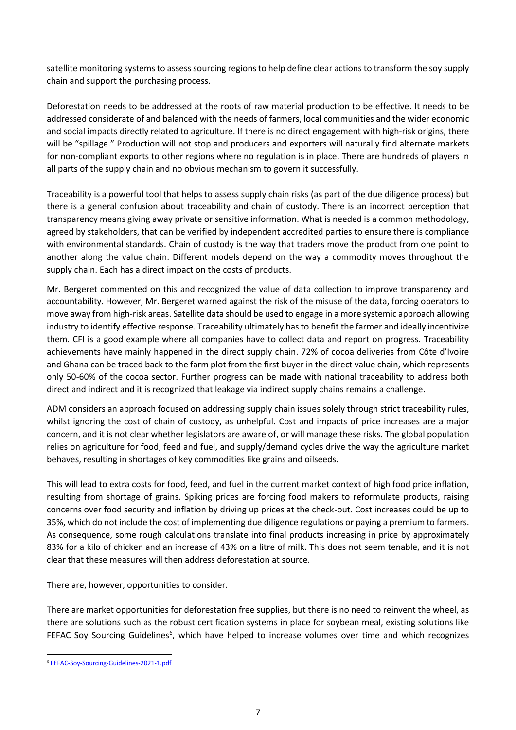satellite monitoring systems to assess sourcing regions to help define clear actions to transform the soy supply chain and support the purchasing process.

Deforestation needs to be addressed at the roots of raw material production to be effective. It needs to be addressed considerate of and balanced with the needs of farmers, local communities and the wider economic and social impacts directly related to agriculture. If there is no direct engagement with high-risk origins, there will be "spillage." Production will not stop and producers and exporters will naturally find alternate markets for non-compliant exports to other regions where no regulation is in place. There are hundreds of players in all parts of the supply chain and no obvious mechanism to govern it successfully.

Traceability is a powerful tool that helps to assess supply chain risks (as part of the due diligence process) but there is a general confusion about traceability and chain of custody. There is an incorrect perception that transparency means giving away private or sensitive information. What is needed is a common methodology, agreed by stakeholders, that can be verified by independent accredited parties to ensure there is compliance with environmental standards. Chain of custody is the way that traders move the product from one point to another along the value chain. Different models depend on the way a commodity moves throughout the supply chain. Each has a direct impact on the costs of products.

Mr. Bergeret commented on this and recognized the value of data collection to improve transparency and accountability. However, Mr. Bergeret warned against the risk of the misuse of the data, forcing operators to move away from high-risk areas. Satellite data should be used to engage in a more systemic approach allowing industry to identify effective response. Traceability ultimately has to benefit the farmer and ideally incentivize them. CFI is a good example where all companies have to collect data and report on progress. Traceability achievements have mainly happened in the direct supply chain. 72% of cocoa deliveries from Côte d'Ivoire and Ghana can be traced back to the farm plot from the first buyer in the direct value chain, which represents only 50-60% of the cocoa sector. Further progress can be made with national traceability to address both direct and indirect and it is recognized that leakage via indirect supply chains remains a challenge.

ADM considers an approach focused on addressing supply chain issues solely through strict traceability rules, whilst ignoring the cost of chain of custody, as unhelpful. Cost and impacts of price increases are a major concern, and it is not clear whether legislators are aware of, or will manage these risks. The global population relies on agriculture for food, feed and fuel, and supply/demand cycles drive the way the agriculture market behaves, resulting in shortages of key commodities like grains and oilseeds.

This will lead to extra costs for food, feed, and fuel in the current market context of high food price inflation, resulting from shortage of grains. Spiking prices are forcing food makers to reformulate products, raising concerns over food security and inflation by driving up prices at the check-out. Cost increases could be up to 35%, which do not include the cost of implementing due diligence regulations or paying a premium to farmers. As consequence, some rough calculations translate into final products increasing in price by approximately 83% for a kilo of chicken and an increase of 43% on a litre of milk. This does not seem tenable, and it is not clear that these measures will then address deforestation at source.

There are, however, opportunities to consider.

There are market opportunities for deforestation free supplies, but there is no need to reinvent the wheel, as there are solutions such as the robust certification systems in place for soybean meal, existing solutions like FEFAC Soy Sourcing Guidelines[6], which have helped to increase volumes over time and which recognizes

[6] FEFAC-Soy-Sourcing-Guidelines-2021-1.pdf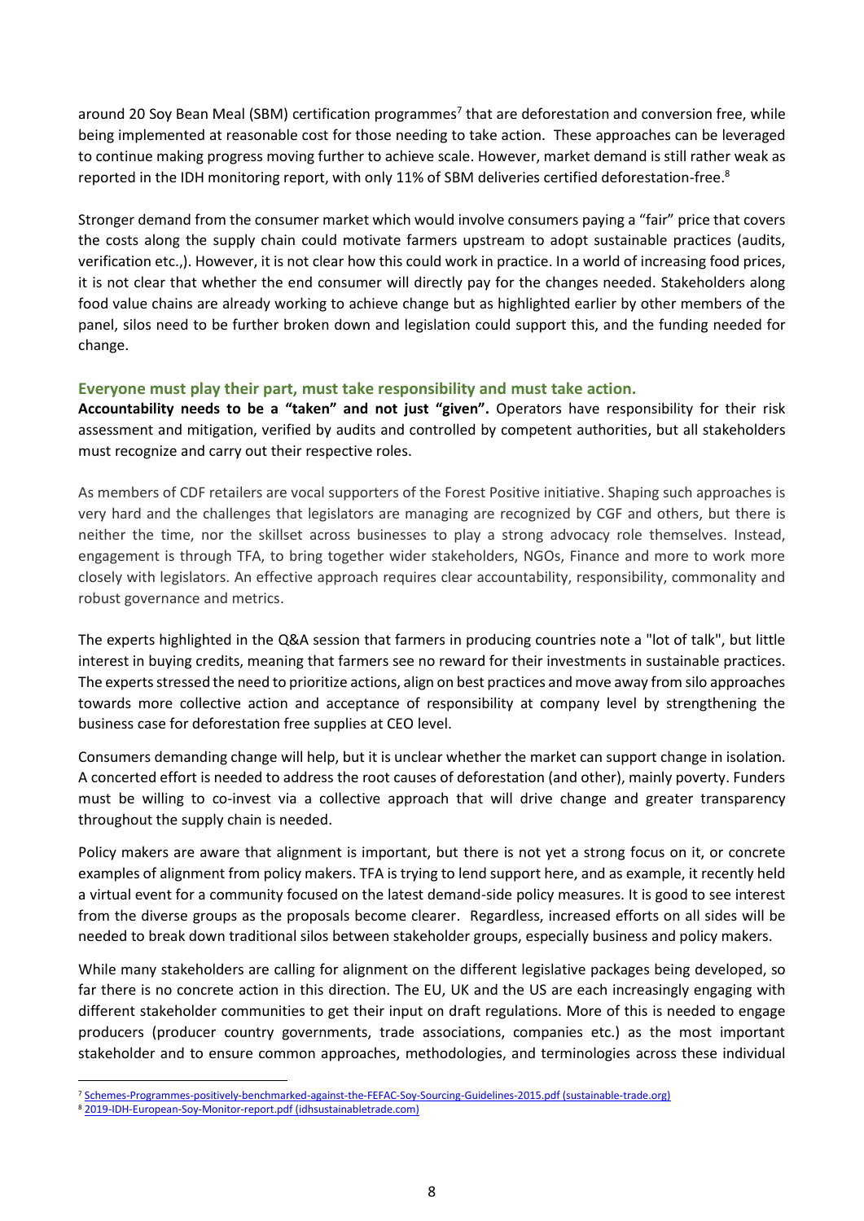around 20 Soy Bean Meal (SBM) certification programmes[7] that are deforestation and conversion free, while being implemented at reasonable cost for those needing to take action. These approaches can be leveraged to continue making progress moving further to achieve scale. However, market demand is still rather weak as reported in the IDH monitoring report, with only 11% of SBM deliveries certified deforestation-free.[8]

Stronger demand from the consumer market which would involve consumers paying a "fair" price that covers the costs along the supply chain could motivate farmers upstream to adopt sustainable practices (audits, verification etc.,). However, it is not clear how this could work in practice. In a world of increasing food prices, it is not clear that whether the end consumer will directly pay for the changes needed. Stakeholders along food value chains are already working to achieve change but as highlighted earlier by other members of the panel, silos need to be further broken down and legislation could support this, and the funding needed for change.

### Everyone must play their part, must take responsibility and must take action.

**Accountability needs to be a "taken" and not just "given".** Operators have responsibility for their risk assessment and mitigation, verified by audits and controlled by competent authorities, but all stakeholders must recognize and carry out their respective roles.

As members of CDF retailers are vocal supporters of the Forest Positive initiative. Shaping such approaches is very hard and the challenges that legislators are managing are recognized by CGF and others, but there is neither the time, nor the skillset across businesses to play a strong advocacy role themselves. Instead, engagement is through TFA, to bring together wider stakeholders, NGOs, Finance and more to work more closely with legislators. An effective approach requires clear accountability, responsibility, commonality and robust governance and metrics.

The experts highlighted in the Q&A session that farmers in producing countries note a "lot of talk", but little interest in buying credits, meaning that farmers see no reward for their investments in sustainable practices. The experts stressed the need to prioritize actions, align on best practices and move away from silo approaches towards more collective action and acceptance of responsibility at company level by strengthening the business case for deforestation free supplies at CEO level.

Consumers demanding change will help, but it is unclear whether the market can support change in isolation. A concerted effort is needed to address the root causes of deforestation (and other), mainly poverty. Funders must be willing to co-invest via a collective approach that will drive change and greater transparency throughout the supply chain is needed.

Policy makers are aware that alignment is important, but there is not yet a strong focus on it, or concrete examples of alignment from policy makers. TFA is trying to lend support here, and as example, it recently held a virtual event for a community focused on the latest demand-side policy measures. It is good to see interest from the diverse groups as the proposals become clearer. Regardless, increased efforts on all sides will be needed to break down traditional silos between stakeholder groups, especially business and policy makers.

While many stakeholders are calling for alignment on the different legislative packages being developed, so far there is no concrete action in this direction. The EU, UK and the US are each increasingly engaging with different stakeholder communities to get their input on draft regulations. More of this is needed to engage producers (producer country governments, trade associations, companies etc.) as the most important stakeholder and to ensure common approaches, methodologies, and terminologies across these individual

---

[7] Schemes-Programmes-positively-benchmarked-against-the-FEFAC-Soy-Sourcing-Guidelines-2015.pdf (sustainable-trade.org)

[8] 2019-IDH-European-Soy-Monitor-report.pdf (idhsustainabletrade.com)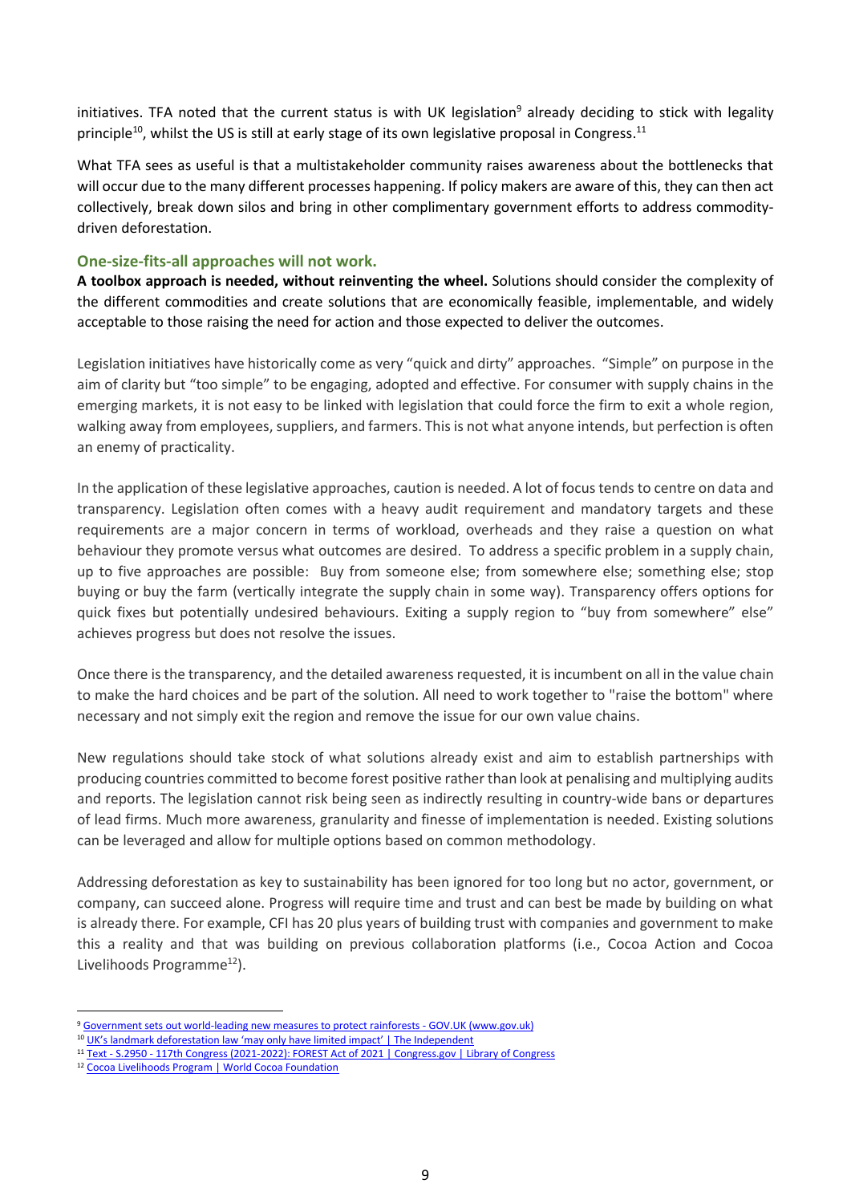initiatives. TFA noted that the current status is with UK legislation[9] already deciding to stick with legality principle[10], whilst the US is still at early stage of its own legislative proposal in Congress.[11]

What TFA sees as useful is that a multistakeholder community raises awareness about the bottlenecks that will occur due to the many different processes happening. If policy makers are aware of this, they can then act collectively, break down silos and bring in other complimentary government efforts to address commodity-driven deforestation.

### One-size-fits-all approaches will not work.

**A toolbox approach is needed, without reinventing the wheel.** Solutions should consider the complexity of the different commodities and create solutions that are economically feasible, implementable, and widely acceptable to those raising the need for action and those expected to deliver the outcomes.

Legislation initiatives have historically come as very "quick and dirty" approaches. "Simple" on purpose in the aim of clarity but "too simple" to be engaging, adopted and effective. For consumer with supply chains in the emerging markets, it is not easy to be linked with legislation that could force the firm to exit a whole region, walking away from employees, suppliers, and farmers. This is not what anyone intends, but perfection is often an enemy of practicality.

In the application of these legislative approaches, caution is needed. A lot of focus tends to centre on data and transparency. Legislation often comes with a heavy audit requirement and mandatory targets and these requirements are a major concern in terms of workload, overheads and they raise a question on what behaviour they promote versus what outcomes are desired. To address a specific problem in a supply chain, up to five approaches are possible: Buy from someone else; from somewhere else; something else; stop buying or buy the farm (vertically integrate the supply chain in some way). Transparency offers options for quick fixes but potentially undesired behaviours. Exiting a supply region to "buy from somewhere" else" achieves progress but does not resolve the issues.

Once there is the transparency, and the detailed awareness requested, it is incumbent on all in the value chain to make the hard choices and be part of the solution. All need to work together to "raise the bottom" where necessary and not simply exit the region and remove the issue for our own value chains.

New regulations should take stock of what solutions already exist and aim to establish partnerships with producing countries committed to become forest positive rather than look at penalising and multiplying audits and reports. The legislation cannot risk being seen as indirectly resulting in country-wide bans or departures of lead firms. Much more awareness, granularity and finesse of implementation is needed. Existing solutions can be leveraged and allow for multiple options based on common methodology.

Addressing deforestation as key to sustainability has been ignored for too long but no actor, government, or company, can succeed alone. Progress will require time and trust and can best be made by building on what is already there. For example, CFI has 20 plus years of building trust with companies and government to make this a reality and that was building on previous collaboration platforms (i.e., Cocoa Action and Cocoa Livelihoods Programme[12]).

---

[9] Government sets out world-leading new measures to protect rainforests - GOV.UK (www.gov.uk)

[10] UK's landmark deforestation law 'may only have limited impact' | The Independent

[11] Text - S.2950 - 117th Congress (2021-2022): FOREST Act of 2021 | Congress.gov | Library of Congress

[12] Cocoa Livelihoods Program | World Cocoa Foundation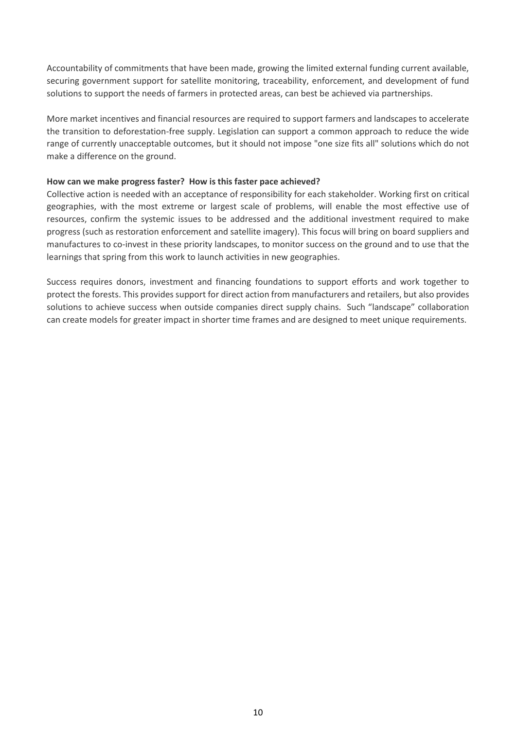Accountability of commitments that have been made, growing the limited external funding current available, securing government support for satellite monitoring, traceability, enforcement, and development of fund solutions to support the needs of farmers in protected areas, can best be achieved via partnerships.

More market incentives and financial resources are required to support farmers and landscapes to accelerate the transition to deforestation-free supply. Legislation can support a common approach to reduce the wide range of currently unacceptable outcomes, but it should not impose "one size fits all" solutions which do not make a difference on the ground.

**How can we make progress faster? How is this faster pace achieved?**

Collective action is needed with an acceptance of responsibility for each stakeholder. Working first on critical geographies, with the most extreme or largest scale of problems, will enable the most effective use of resources, confirm the systemic issues to be addressed and the additional investment required to make progress (such as restoration enforcement and satellite imagery). This focus will bring on board suppliers and manufactures to co-invest in these priority landscapes, to monitor success on the ground and to use that the learnings that spring from this work to launch activities in new geographies.

Success requires donors, investment and financing foundations to support efforts and work together to protect the forests. This provides support for direct action from manufacturers and retailers, but also provides solutions to achieve success when outside companies direct supply chains. Such "landscape" collaboration can create models for greater impact in shorter time frames and are designed to meet unique requirements.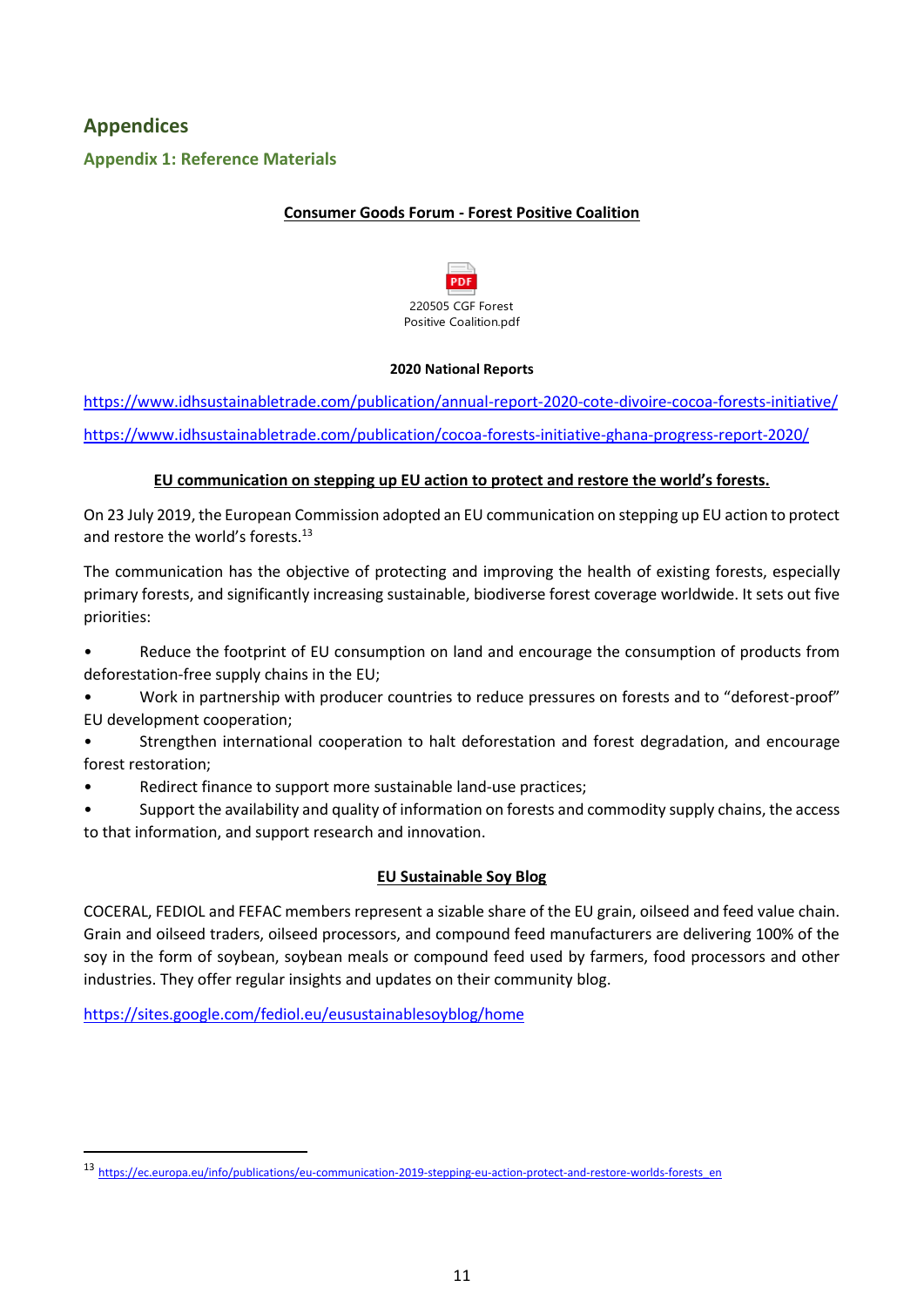# Appendices

## Appendix 1: Reference Materials

**Consumer Goods Forum - Forest Positive Coalition**

220505 CGF Forest Positive Coalition.pdf

**2020 National Reports**

https://www.idhsustainabletrade.com/publication/annual-report-2020-cote-divoire-cocoa-forests-initiative/

https://www.idhsustainabletrade.com/publication/cocoa-forests-initiative-ghana-progress-report-2020/

**EU communication on stepping up EU action to protect and restore the world's forests.**

On 23 July 2019, the European Commission adopted an EU communication on stepping up EU action to protect and restore the world's forests.[13]

The communication has the objective of protecting and improving the health of existing forests, especially primary forests, and significantly increasing sustainable, biodiverse forest coverage worldwide. It sets out five priorities:

- Reduce the footprint of EU consumption on land and encourage the consumption of products from deforestation-free supply chains in the EU;
- Work in partnership with producer countries to reduce pressures on forests and to "deforest-proof" EU development cooperation;
- Strengthen international cooperation to halt deforestation and forest degradation, and encourage forest restoration;
- Redirect finance to support more sustainable land-use practices;
- Support the availability and quality of information on forests and commodity supply chains, the access to that information, and support research and innovation.

**EU Sustainable Soy Blog**

COCERAL, FEDIOL and FEFAC members represent a sizable share of the EU grain, oilseed and feed value chain. Grain and oilseed traders, oilseed processors, and compound feed manufacturers are delivering 100% of the soy in the form of soybean, soybean meals or compound feed used by farmers, food processors and other industries. They offer regular insights and updates on their community blog.

https://sites.google.com/fediol.eu/eusustainablesoyblog/home

---

[13] https://ec.europa.eu/info/publications/eu-communication-2019-stepping-eu-action-protect-and-restore-worlds-forests_en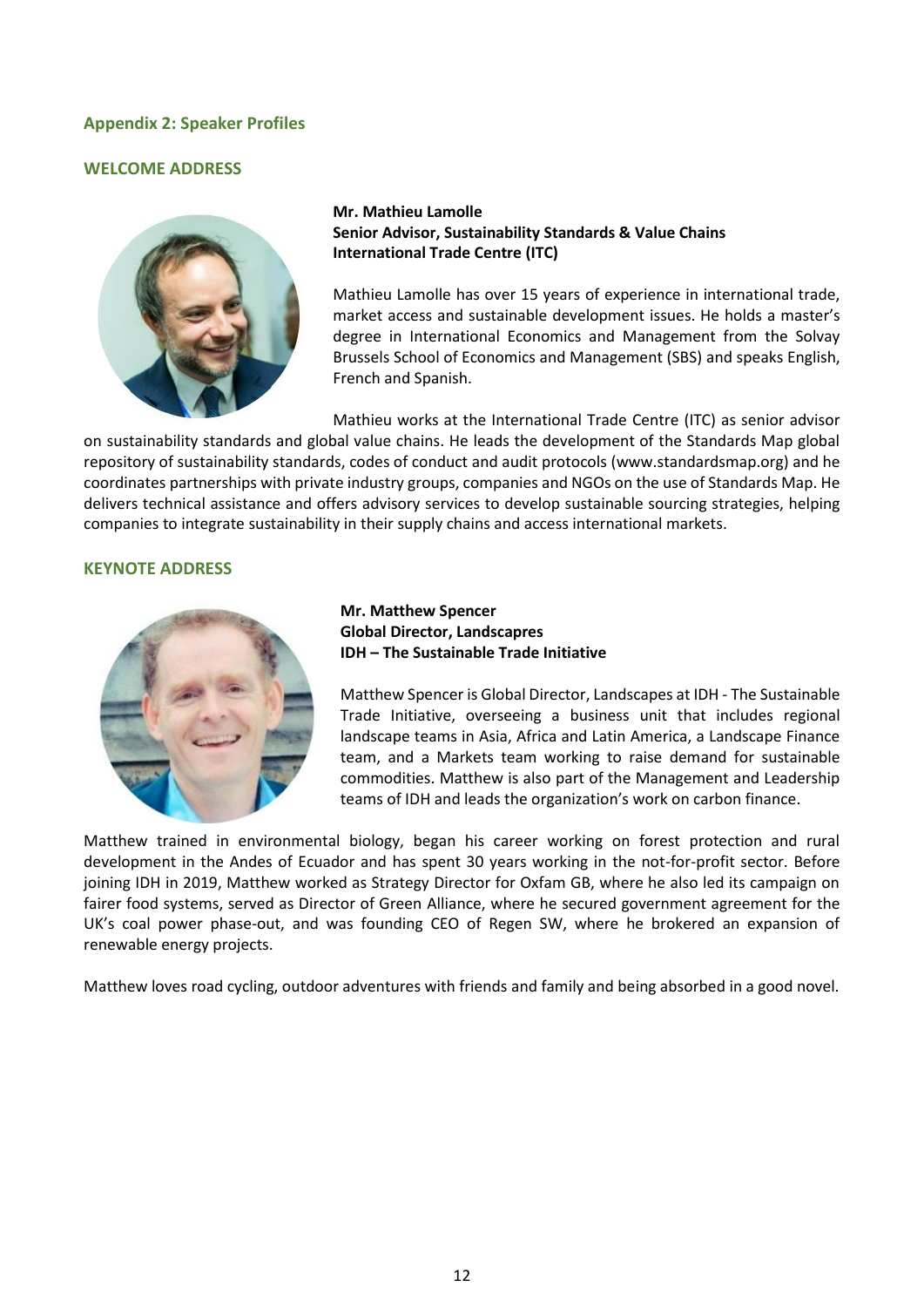## Appendix 2: Speaker Profiles

### WELCOME ADDRESS

**Mr. Mathieu Lamolle**
**Senior Advisor, Sustainability Standards & Value Chains**
**International Trade Centre (ITC)**

Mathieu Lamolle has over 15 years of experience in international trade, market access and sustainable development issues. He holds a master's degree in International Economics and Management from the Solvay Brussels School of Economics and Management (SBS) and speaks English, French and Spanish.

Mathieu works at the International Trade Centre (ITC) as senior advisor on sustainability standards and global value chains. He leads the development of the Standards Map global repository of sustainability standards, codes of conduct and audit protocols (www.standardsmap.org) and he coordinates partnerships with private industry groups, companies and NGOs on the use of Standards Map. He delivers technical assistance and offers advisory services to develop sustainable sourcing strategies, helping companies to integrate sustainability in their supply chains and access international markets.

### KEYNOTE ADDRESS

**Mr. Matthew Spencer**
**Global Director, Landscapres**
**IDH – The Sustainable Trade Initiative**

Matthew Spencer is Global Director, Landscapes at IDH - The Sustainable Trade Initiative, overseeing a business unit that includes regional landscape teams in Asia, Africa and Latin America, a Landscape Finance team, and a Markets team working to raise demand for sustainable commodities. Matthew is also part of the Management and Leadership teams of IDH and leads the organization's work on carbon finance.

Matthew trained in environmental biology, began his career working on forest protection and rural development in the Andes of Ecuador and has spent 30 years working in the not-for-profit sector. Before joining IDH in 2019, Matthew worked as Strategy Director for Oxfam GB, where he also led its campaign on fairer food systems, served as Director of Green Alliance, where he secured government agreement for the UK's coal power phase-out, and was founding CEO of Regen SW, where he brokered an expansion of renewable energy projects.

Matthew loves road cycling, outdoor adventures with friends and family and being absorbed in a good novel.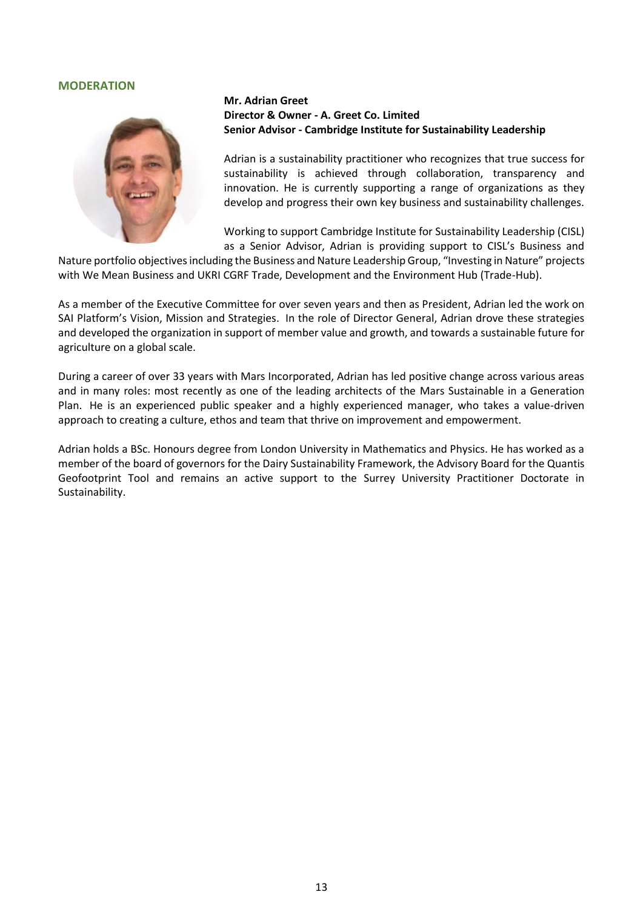## MODERATION

**Mr. Adrian Greet**
**Director & Owner - A. Greet Co. Limited**
**Senior Advisor - Cambridge Institute for Sustainability Leadership**

Adrian is a sustainability practitioner who recognizes that true success for sustainability is achieved through collaboration, transparency and innovation. He is currently supporting a range of organizations as they develop and progress their own key business and sustainability challenges.

Working to support Cambridge Institute for Sustainability Leadership (CISL) as a Senior Advisor, Adrian is providing support to CISL's Business and Nature portfolio objectives including the Business and Nature Leadership Group, "Investing in Nature" projects with We Mean Business and UKRI CGRF Trade, Development and the Environment Hub (Trade-Hub).

As a member of the Executive Committee for over seven years and then as President, Adrian led the work on SAI Platform's Vision, Mission and Strategies. In the role of Director General, Adrian drove these strategies and developed the organization in support of member value and growth, and towards a sustainable future for agriculture on a global scale.

During a career of over 33 years with Mars Incorporated, Adrian has led positive change across various areas and in many roles: most recently as one of the leading architects of the Mars Sustainable in a Generation Plan. He is an experienced public speaker and a highly experienced manager, who takes a value-driven approach to creating a culture, ethos and team that thrive on improvement and empowerment.

Adrian holds a BSc. Honours degree from London University in Mathematics and Physics. He has worked as a member of the board of governors for the Dairy Sustainability Framework, the Advisory Board for the Quantis Geofootprint Tool and remains an active support to the Surrey University Practitioner Doctorate in Sustainability.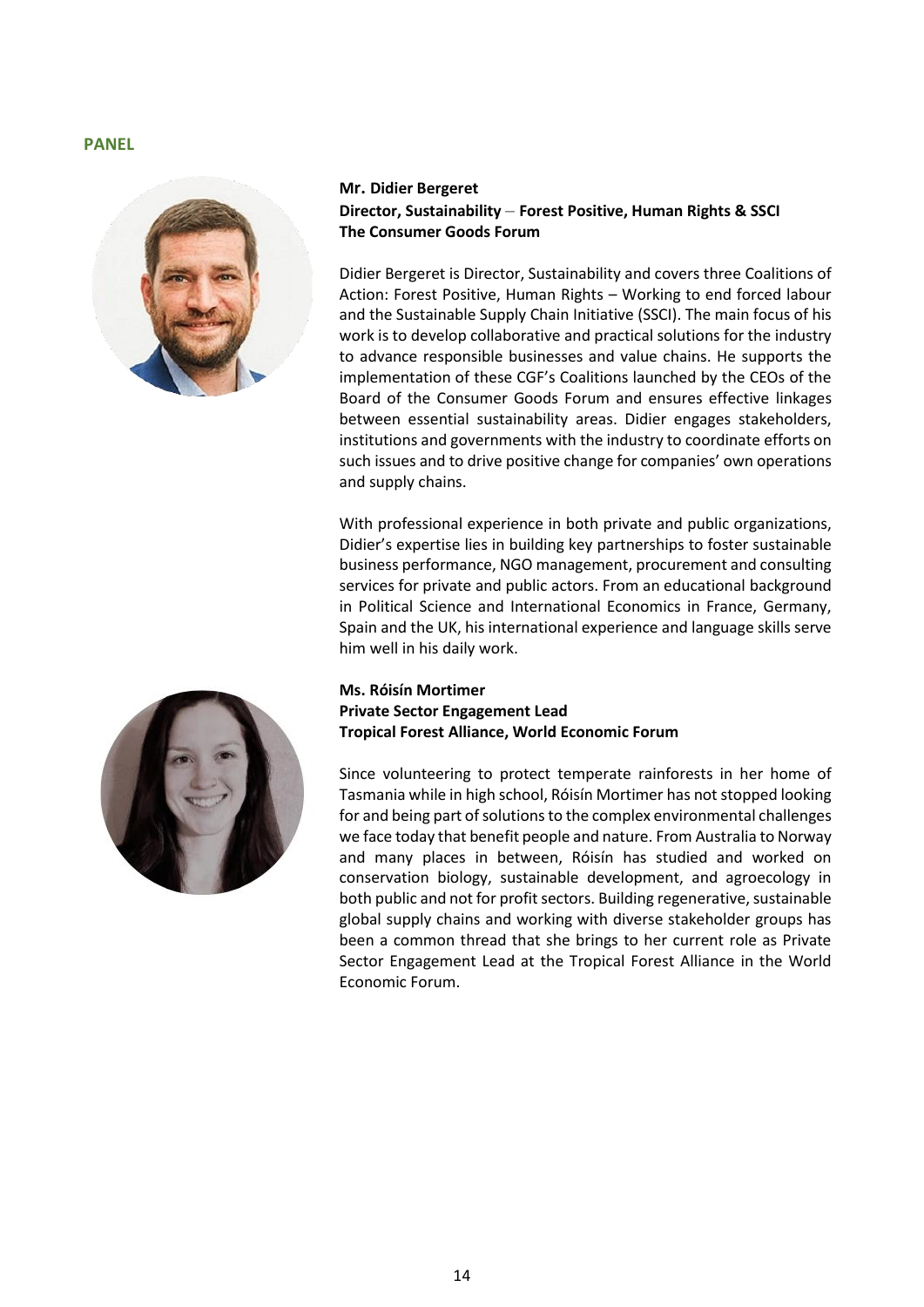## PANEL

**Mr. Didier Bergeret**
**Director, Sustainability – Forest Positive, Human Rights & SSCI**
**The Consumer Goods Forum**

Didier Bergeret is Director, Sustainability and covers three Coalitions of Action: Forest Positive, Human Rights – Working to end forced labour and the Sustainable Supply Chain Initiative (SSCI). The main focus of his work is to develop collaborative and practical solutions for the industry to advance responsible businesses and value chains. He supports the implementation of these CGF's Coalitions launched by the CEOs of the Board of the Consumer Goods Forum and ensures effective linkages between essential sustainability areas. Didier engages stakeholders, institutions and governments with the industry to coordinate efforts on such issues and to drive positive change for companies' own operations and supply chains.

With professional experience in both private and public organizations, Didier's expertise lies in building key partnerships to foster sustainable business performance, NGO management, procurement and consulting services for private and public actors. From an educational background in Political Science and International Economics in France, Germany, Spain and the UK, his international experience and language skills serve him well in his daily work.

**Ms. Róisín Mortimer**
**Private Sector Engagement Lead**
**Tropical Forest Alliance, World Economic Forum**

Since volunteering to protect temperate rainforests in her home of Tasmania while in high school, Róisín Mortimer has not stopped looking for and being part of solutions to the complex environmental challenges we face today that benefit people and nature. From Australia to Norway and many places in between, Róisín has studied and worked on conservation biology, sustainable development, and agroecology in both public and not for profit sectors. Building regenerative, sustainable global supply chains and working with diverse stakeholder groups has been a common thread that she brings to her current role as Private Sector Engagement Lead at the Tropical Forest Alliance in the World Economic Forum.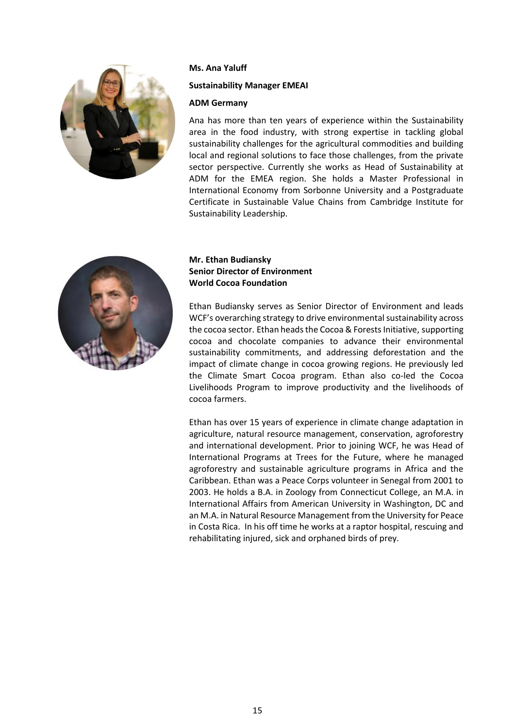**Ms. Ana Yaluff**

**Sustainability Manager EMEAI**

**ADM Germany**

Ana has more than ten years of experience within the Sustainability area in the food industry, with strong expertise in tackling global sustainability challenges for the agricultural commodities and building local and regional solutions to face those challenges, from the private sector perspective. Currently she works as Head of Sustainability at ADM for the EMEA region. She holds a Master Professional in International Economy from Sorbonne University and a Postgraduate Certificate in Sustainable Value Chains from Cambridge Institute for Sustainability Leadership.

**Mr. Ethan Budiansky**
**Senior Director of Environment**
**World Cocoa Foundation**

Ethan Budiansky serves as Senior Director of Environment and leads WCF's overarching strategy to drive environmental sustainability across the cocoa sector. Ethan heads the Cocoa & Forests Initiative, supporting cocoa and chocolate companies to advance their environmental sustainability commitments, and addressing deforestation and the impact of climate change in cocoa growing regions. He previously led the Climate Smart Cocoa program. Ethan also co-led the Cocoa Livelihoods Program to improve productivity and the livelihoods of cocoa farmers.

Ethan has over 15 years of experience in climate change adaptation in agriculture, natural resource management, conservation, agroforestry and international development. Prior to joining WCF, he was Head of International Programs at Trees for the Future, where he managed agroforestry and sustainable agriculture programs in Africa and the Caribbean. Ethan was a Peace Corps volunteer in Senegal from 2001 to 2003. He holds a B.A. in Zoology from Connecticut College, an M.A. in International Affairs from American University in Washington, DC and an M.A. in Natural Resource Management from the University for Peace in Costa Rica. In his off time he works at a raptor hospital, rescuing and rehabilitating injured, sick and orphaned birds of prey.